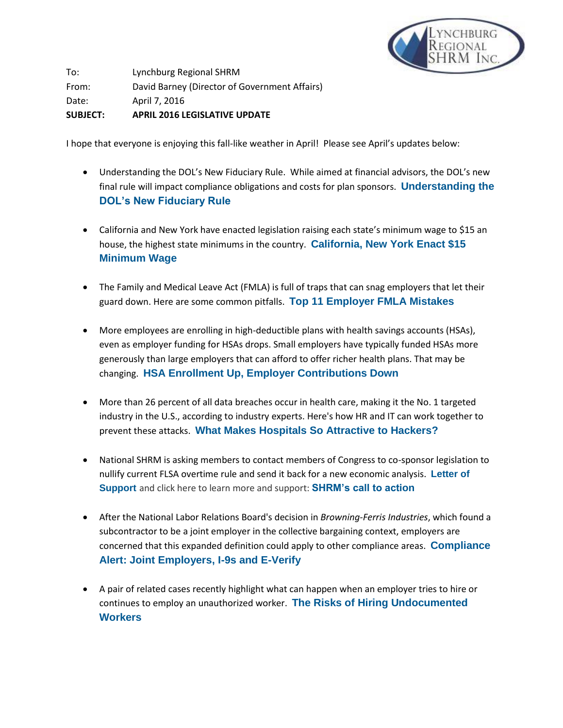To: Lynchburg Regional SHRM
From: David Barney (Director of Government Affairs)
Date: April 7, 2016
**SUBJECT: APRIL 2016 LEGISLATIVE UPDATE**

I hope that everyone is enjoying this fall-like weather in April! Please see April's updates below:

- Understanding the DOL's New Fiduciary Rule. While aimed at financial advisors, the DOL's new final rule will impact compliance obligations and costs for plan sponsors. **Understanding the DOL's New Fiduciary Rule**

- California and New York have enacted legislation raising each state's minimum wage to $15 an house, the highest state minimums in the country. **California, New York Enact $15 Minimum Wage**

- The Family and Medical Leave Act (FMLA) is full of traps that can snag employers that let their guard down. Here are some common pitfalls. **Top 11 Employer FMLA Mistakes**

- More employees are enrolling in high-deductible plans with health savings accounts (HSAs), even as employer funding for HSAs drops. Small employers have typically funded HSAs more generously than large employers that can afford to offer richer health plans. That may be changing. **HSA Enrollment Up, Employer Contributions Down**

- More than 26 percent of all data breaches occur in health care, making it the No. 1 targeted industry in the U.S., according to industry experts. Here's how HR and IT can work together to prevent these attacks. **What Makes Hospitals So Attractive to Hackers?**

- National SHRM is asking members to contact members of Congress to co-sponsor legislation to nullify current FLSA overtime rule and send it back for a new economic analysis. **Letter of Support** and click here to learn more and support: **SHRM's call to action**

- After the National Labor Relations Board's decision in *Browning-Ferris Industries*, which found a subcontractor to be a joint employer in the collective bargaining context, employers are concerned that this expanded definition could apply to other compliance areas. **Compliance Alert: Joint Employers, I-9s and E-Verify**

- A pair of related cases recently highlight what can happen when an employer tries to hire or continues to employ an unauthorized worker. **The Risks of Hiring Undocumented Workers**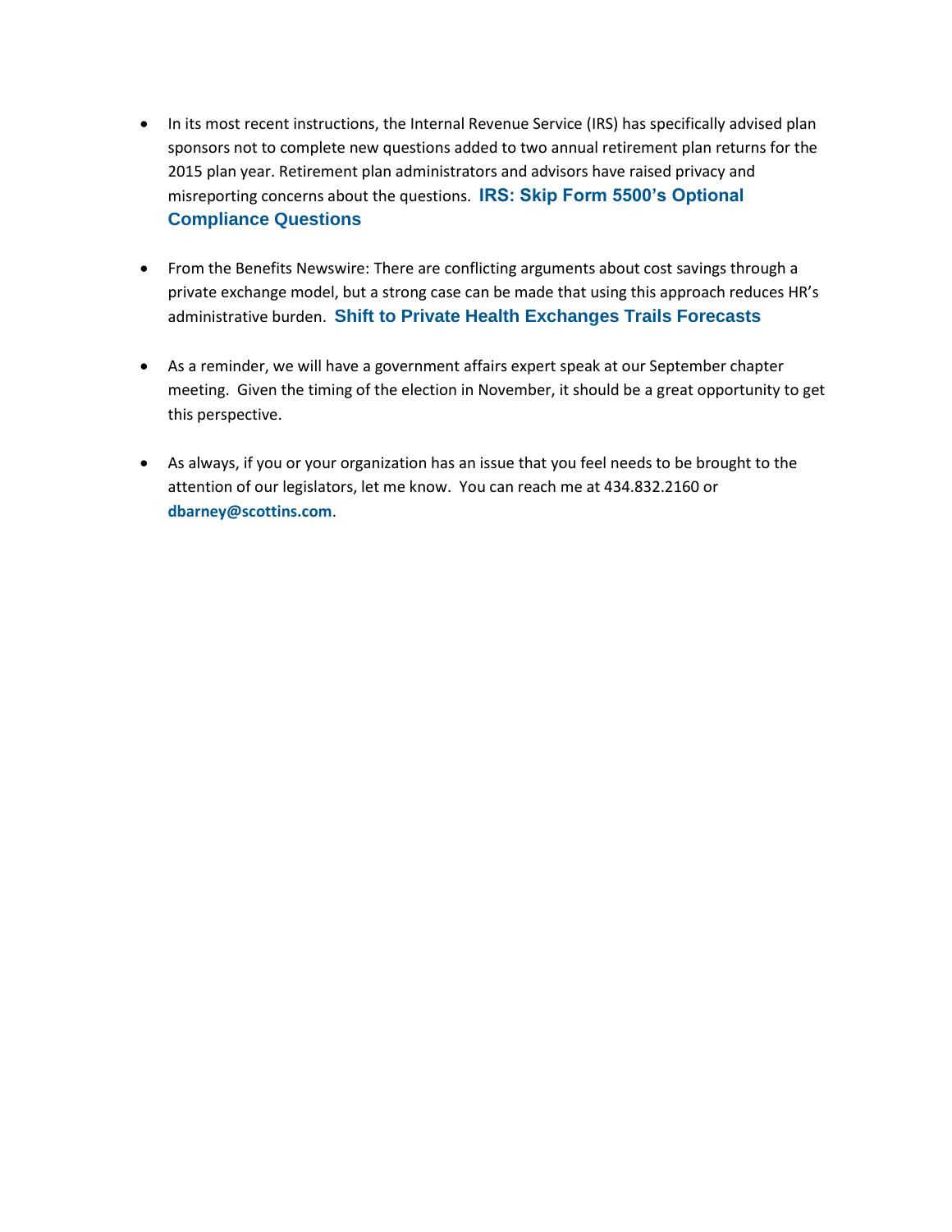- In its most recent instructions, the Internal Revenue Service (IRS) has specifically advised plan sponsors not to complete new questions added to two annual retirement plan returns for the 2015 plan year. Retirement plan administrators and advisors have raised privacy and misreporting concerns about the questions. **IRS: Skip Form 5500's Optional Compliance Questions**

- From the Benefits Newswire: There are conflicting arguments about cost savings through a private exchange model, but a strong case can be made that using this approach reduces HR's administrative burden. **Shift to Private Health Exchanges Trails Forecasts**

- As a reminder, we will have a government affairs expert speak at our September chapter meeting. Given the timing of the election in November, it should be a great opportunity to get this perspective.

- As always, if you or your organization has an issue that you feel needs to be brought to the attention of our legislators, let me know. You can reach me at 434.832.2160 or **dbarney@scottins.com**.